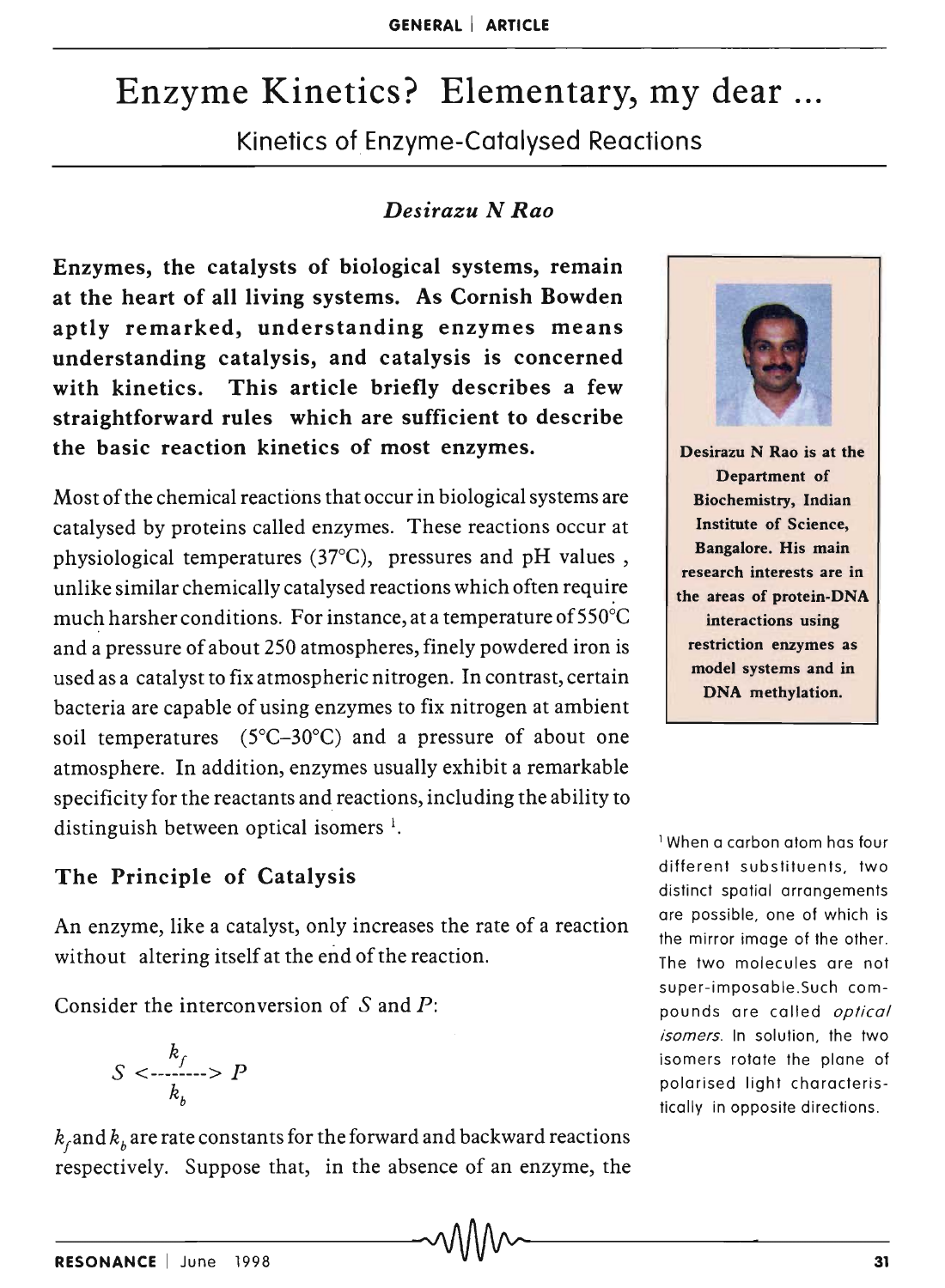# Enzyme Kinetics? Elementary, my dear ...

## Kinetics of Enzyme-Catalysed Reactions

*Desirazu N Rao*

**Enzymes, the catalysts of biological systems, remain at the heart of all living systems. As Cornish Bowden aptly remarked, understanding enzymes means understanding catalysis, and catalysis is concerned with kinetics. This article briefly describes a few straightforward rules which are sufficient to describe the basic reaction kinetics of most enzymes.**

**Desirazu N Rao is at the Department of Biochemistry, Indian Institute of Science, Bangalore. His main research interests are in the areas of protein-DNA interactions using restriction enzymes as model systems and in DNA methylation.**

Most of the chemical reactions that occur in biological systems are catalysed by proteins called enzymes. These reactions occur at physiological temperatures (37°C), pressures and pH values, unlike similar chemically catalysed reactions which often require much harsher conditions. For instance, at a temperature of 550°C and a pressure of about 250 atmospheres, finely powdered iron is used as a catalyst to fix atmospheric nitrogen. In contrast, certain bacteria are capable of using enzymes to fix nitrogen at ambient soil temperatures (5°C–30°C) and a pressure of about one atmosphere. In addition, enzymes usually exhibit a remarkable specificity for the reactants and reactions, including the ability to distinguish between optical isomers [1].

[1] When a carbon atom has four different substituents, two distinct spatial arrangements are possible, one of which is the mirror image of the other. The two molecules are not super-imposable. Such compounds are called *optical isomers*. In solution, the two isomers rotate the plane of polarised light characteristically in opposite directions.

### The Principle of Catalysis

An enzyme, like a catalyst, only increases the rate of a reaction without altering itself at the end of the reaction.

Consider the interconversion of $S$ and $P$:

$$S \underset{k_b}{\overset{k_f}{<\text{--------}>}} P$$

$k_f$ and $k_b$ are rate constants for the forward and backward reactions respectively. Suppose that, in the absence of an enzyme, the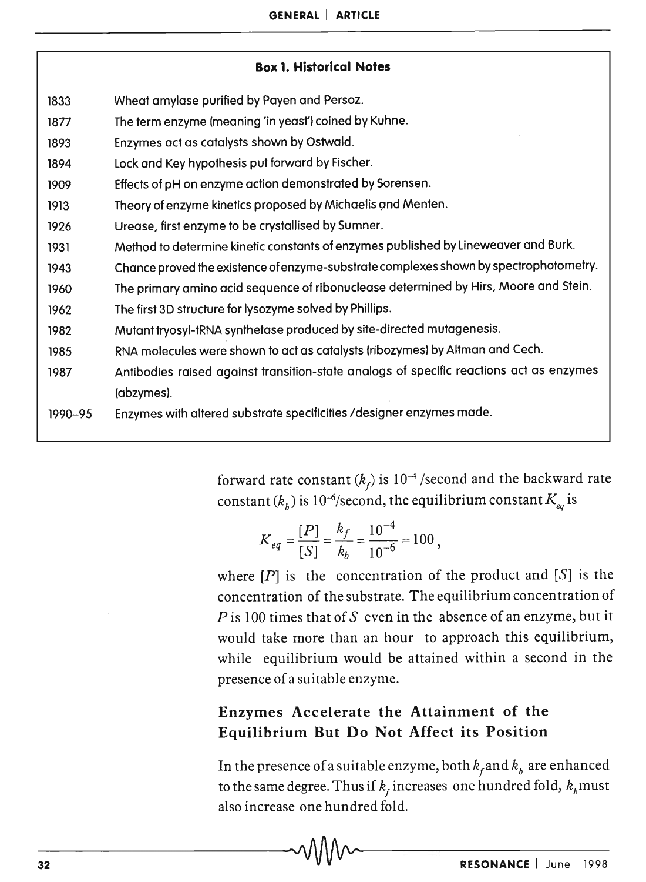**Box 1. Historical Notes**

| Year | Event |
|---|---|
| 1833 | Wheat amylase purified by Payen and Persoz. |
| 1877 | The term enzyme (meaning 'in yeast') coined by Kuhne. |
| 1893 | Enzymes act as catalysts shown by Ostwald. |
| 1894 | Lock and Key hypothesis put forward by Fischer. |
| 1909 | Effects of pH on enzyme action demonstrated by Sorensen. |
| 1913 | Theory of enzyme kinetics proposed by Michaelis and Menten. |
| 1926 | Urease, first enzyme to be crystallised by Sumner. |
| 1931 | Method to determine kinetic constants of enzymes published by Lineweaver and Burk. |
| 1943 | Chance proved the existence of enzyme-substrate complexes shown by spectrophotometry. |
| 1960 | The primary amino acid sequence of ribonuclease determined by Hirs, Moore and Stein. |
| 1962 | The first 3D structure for lysozyme solved by Phillips. |
| 1982 | Mutant tryosyl-tRNA synthetase produced by site-directed mutagenesis. |
| 1985 | RNA molecules were shown to act as catalysts (ribozymes) by Altman and Cech. |
| 1987 | Antibodies raised against transition-state analogs of specific reactions act as enzymes (abzymes). |
| 1990–95 | Enzymes with altered substrate specificities /designer enzymes made. |

forward rate constant ($k_f$) is $10^{-4}$ /second and the backward rate constant ($k_b$) is $10^{-6}$/second, the equilibrium constant $K_{eq}$ is

$$K_{eq} = \frac{[P]}{[S]} = \frac{k_f}{k_b} = \frac{10^{-4}}{10^{-6}} = 100,$$

where $[P]$ is the concentration of the product and $[S]$ is the concentration of the substrate. The equilibrium concentration of $P$ is 100 times that of $S$ even in the absence of an enzyme, but it would take more than an hour to approach this equilibrium, while equilibrium would be attained within a second in the presence of a suitable enzyme.

## Enzymes Accelerate the Attainment of the Equilibrium But Do Not Affect its Position

In the presence of a suitable enzyme, both $k_f$ and $k_b$ are enhanced to the same degree. Thus if $k_f$ increases one hundred fold, $k_b$ must also increase one hundred fold.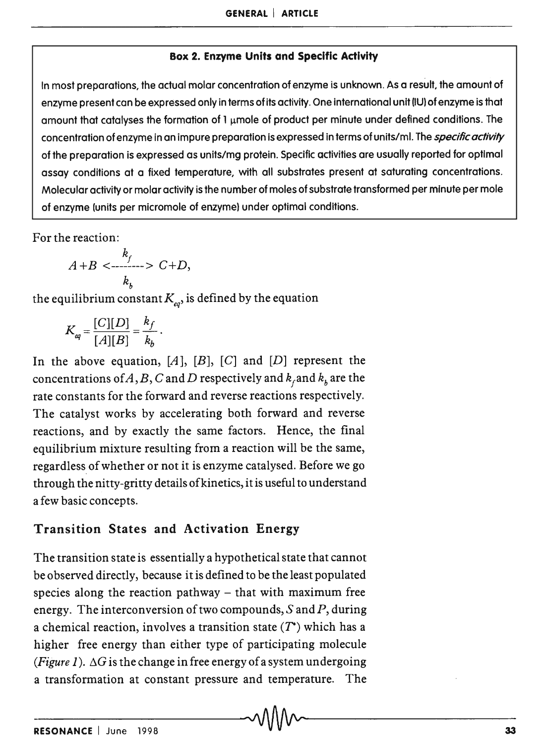**Box 2. Enzyme Units and Specific Activity**

In most preparations, the actual molar concentration of enzyme is unknown. As a result, the amount of enzyme present can be expressed only in terms of its activity. One international unit (IU) of enzyme is that amount that catalyses the formation of 1 $\mu$mole of product per minute under defined conditions. The concentration of enzyme in an impure preparation is expressed in terms of units/ml. The *specific activity* of the preparation is expressed as units/mg protein. Specific activities are usually reported for optimal assay conditions at a fixed temperature, with all substrates present at saturating concentrations. Molecular activity or molar activity is the number of moles of substrate transformed per minute per mole of enzyme (units per micromole of enzyme) under optimal conditions.

For the reaction:

$$A + B \underset{k_b}{\overset{k_f}{\rightleftharpoons}} C + D,$$

the equilibrium constant $K_{eq}$, is defined by the equation

$$K_{eq} = \frac{[C][D]}{[A][B]} = \frac{k_f}{k_b}.$$

In the above equation, $[A]$, $[B]$, $[C]$ and $[D]$ represent the concentrations of $A, B, C$ and $D$ respectively and $k_f$ and $k_b$ are the rate constants for the forward and reverse reactions respectively. The catalyst works by accelerating both forward and reverse reactions, and by exactly the same factors. Hence, the final equilibrium mixture resulting from a reaction will be the same, regardless of whether or not it is enzyme catalysed. Before we go through the nitty-gritty details of kinetics, it is useful to understand a few basic concepts.

## Transition States and Activation Energy

The transition state is essentially a hypothetical state that cannot be observed directly, because it is defined to be the least populated species along the reaction pathway – that with maximum free energy. The interconversion of two compounds, $S$ and $P$, during a chemical reaction, involves a transition state ($T^*$) which has a higher free energy than either type of participating molecule (*Figure 1*). $\Delta G$ is the change in free energy of a system undergoing a transformation at constant pressure and temperature. The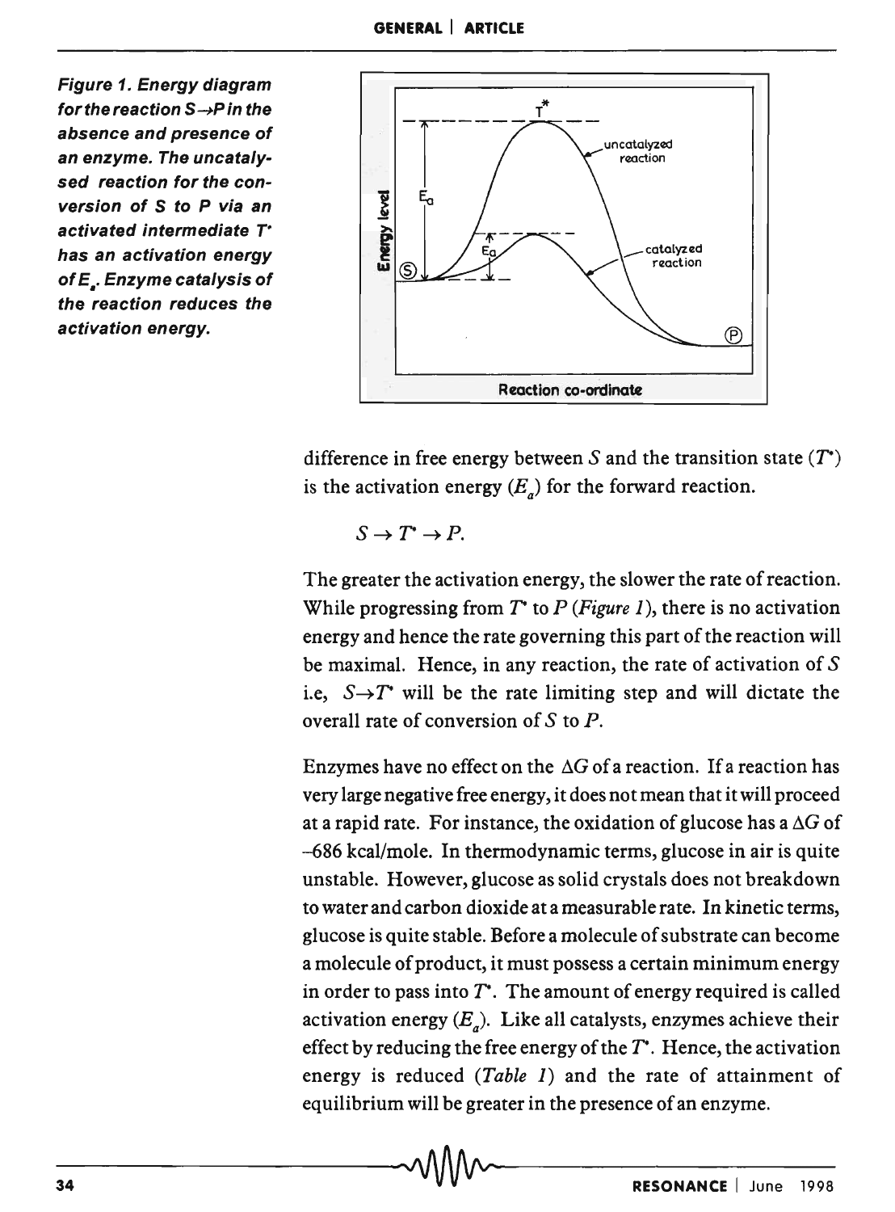**Figure 1. Energy diagram for the reaction S→P in the absence and presence of an enzyme. The uncatalysed reaction for the conversion of S to P via an activated intermediate $T^*$ has an activation energy of $E_a$. Enzyme catalysis of the reaction reduces the activation energy.**

difference in free energy between $S$ and the transition state ($T^*$) is the activation energy ($E_a$) for the forward reaction.

$$S \rightarrow T^* \rightarrow P.$$

The greater the activation energy, the slower the rate of reaction. While progressing from $T^*$ to $P$ (*Figure 1*), there is no activation energy and hence the rate governing this part of the reaction will be maximal. Hence, in any reaction, the rate of activation of $S$ i.e, $S \rightarrow T^*$ will be the rate limiting step and will dictate the overall rate of conversion of $S$ to $P$.

Enzymes have no effect on the $\Delta G$ of a reaction. If a reaction has very large negative free energy, it does not mean that it will proceed at a rapid rate. For instance, the oxidation of glucose has a $\Delta G$ of $-686$ kcal/mole. In thermodynamic terms, glucose in air is quite unstable. However, glucose as solid crystals does not breakdown to water and carbon dioxide at a measurable rate. In kinetic terms, glucose is quite stable. Before a molecule of substrate can become a molecule of product, it must possess a certain minimum energy in order to pass into $T^*$. The amount of energy required is called activation energy ($E_a$). Like all catalysts, enzymes achieve their effect by reducing the free energy of the $T^*$. Hence, the activation energy is reduced (*Table 1*) and the rate of attainment of equilibrium will be greater in the presence of an enzyme.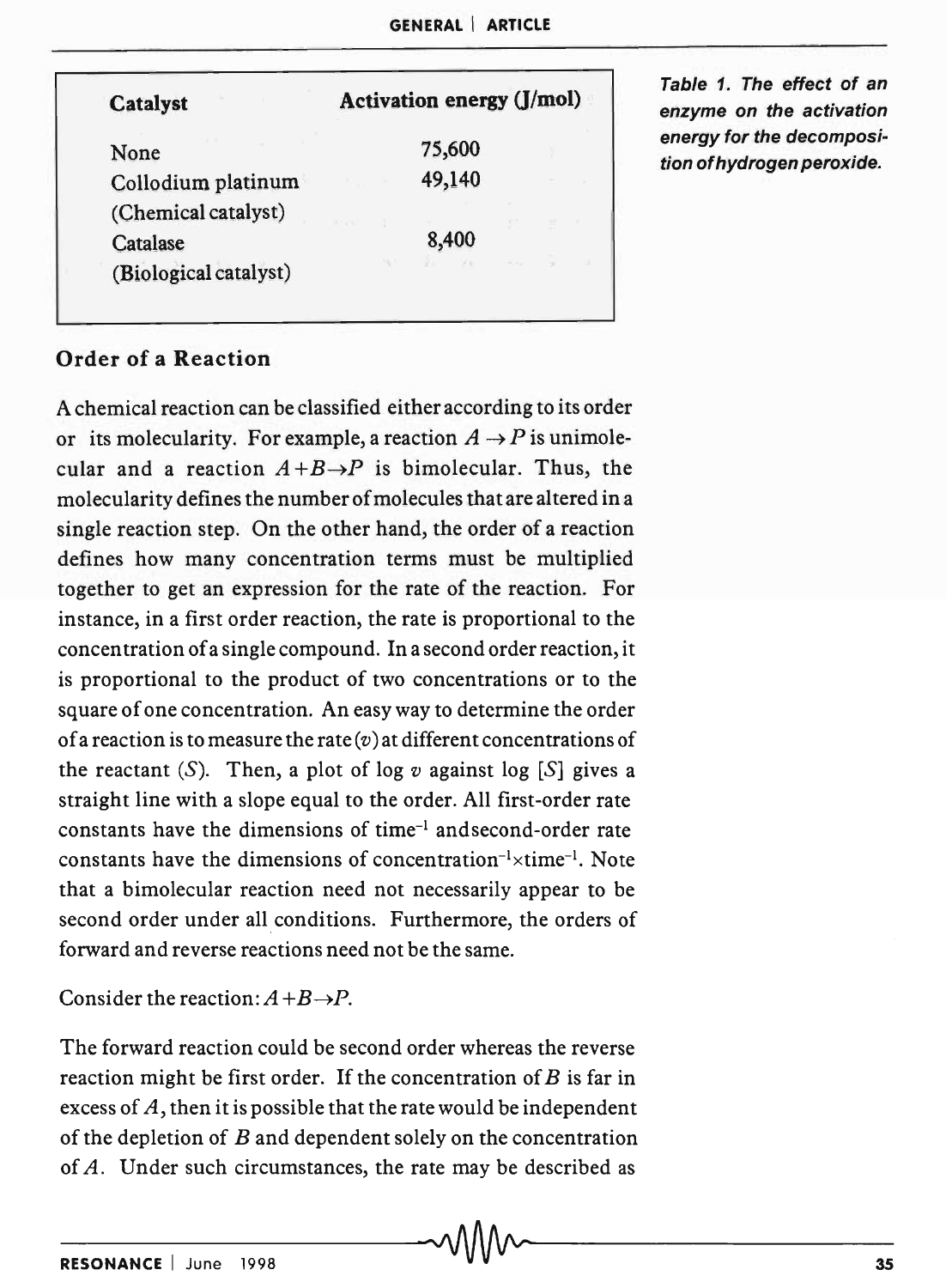| Catalyst | Activation energy (J/mol) |
|---|---|
| None | 75,600 |
| Collodium platinum (Chemical catalyst) | 49,140 |
| Catalase (Biological catalyst) | 8,400 |

*Table 1. The effect of an enzyme on the activation energy for the decomposition of hydrogen peroxide.*

## Order of a Reaction

A chemical reaction can be classified either according to its order or its molecularity. For example, a reaction $A \rightarrow P$ is unimolecular and a reaction $A+B \rightarrow P$ is bimolecular. Thus, the molecularity defines the number of molecules that are altered in a single reaction step. On the other hand, the order of a reaction defines how many concentration terms must be multiplied together to get an expression for the rate of the reaction. For instance, in a first order reaction, the rate is proportional to the concentration of a single compound. In a second order reaction, it is proportional to the product of two concentrations or to the square of one concentration. An easy way to determine the order of a reaction is to measure the rate ($v$) at different concentrations of the reactant ($S$). Then, a plot of log $v$ against log $[S]$ gives a straight line with a slope equal to the order. All first-order rate constants have the dimensions of time$^{-1}$ and second-order rate constants have the dimensions of concentration$^{-1}\times$time$^{-1}$. Note that a bimolecular reaction need not necessarily appear to be second order under all conditions. Furthermore, the orders of forward and reverse reactions need not be the same.

Consider the reaction: $A+B \rightarrow P$.

The forward reaction could be second order whereas the reverse reaction might be first order. If the concentration of $B$ is far in excess of $A$, then it is possible that the rate would be independent of the depletion of $B$ and dependent solely on the concentration of $A$. Under such circumstances, the rate may be described as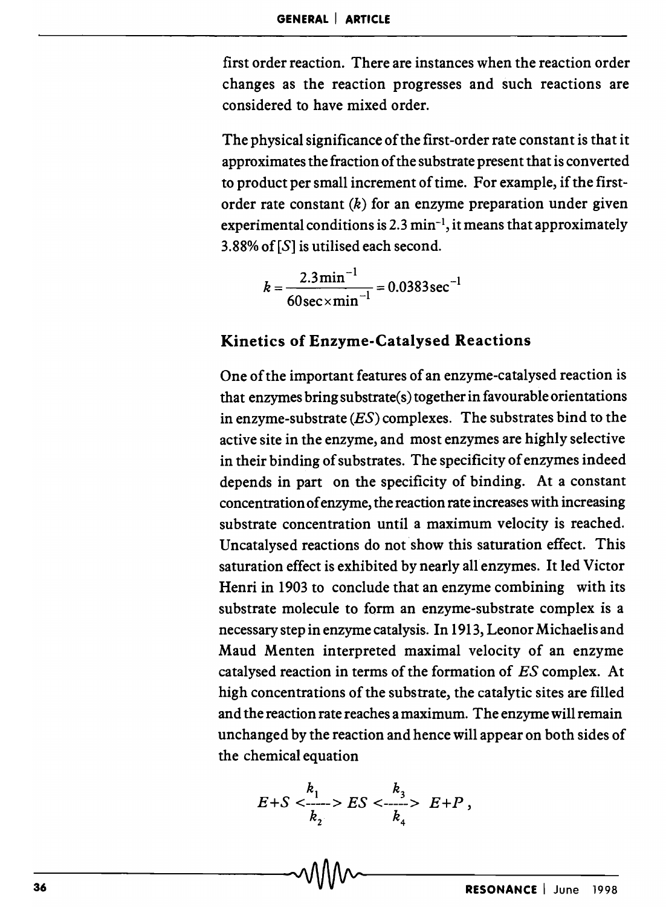first order reaction. There are instances when the reaction order changes as the reaction progresses and such reactions are considered to have mixed order.

The physical significance of the first-order rate constant is that it approximates the fraction of the substrate present that is converted to product per small increment of time. For example, if the first-order rate constant ($k$) for an enzyme preparation under given experimental conditions is 2.3 $\text{min}^{-1}$, it means that approximately 3.88% of $[S]$ is utilised each second.

$$k = \frac{2.3\,\text{min}^{-1}}{60\,\text{sec} \times \text{min}^{-1}} = 0.0383\,\text{sec}^{-1}$$

### Kinetics of Enzyme-Catalysed Reactions

One of the important features of an enzyme-catalysed reaction is that enzymes bring substrate(s) together in favourable orientations in enzyme-substrate ($ES$) complexes. The substrates bind to the active site in the enzyme, and most enzymes are highly selective in their binding of substrates. The specificity of enzymes indeed depends in part on the specificity of binding. At a constant concentration of enzyme, the reaction rate increases with increasing substrate concentration until a maximum velocity is reached. Uncatalysed reactions do not show this saturation effect. This saturation effect is exhibited by nearly all enzymes. It led Victor Henri in 1903 to conclude that an enzyme combining with its substrate molecule to form an enzyme-substrate complex is a necessary step in enzyme catalysis. In 1913, Leonor Michaelis and Maud Menten interpreted maximal velocity of an enzyme catalysed reaction in terms of the formation of $ES$ complex. At high concentrations of the substrate, the catalytic sites are filled and the reaction rate reaches a maximum. The enzyme will remain unchanged by the reaction and hence will appear on both sides of the chemical equation

$$E + S \underset{k_2}{\overset{k_1}{\longleftrightarrow}} ES \underset{k_4}{\overset{k_3}{\longleftrightarrow}} E + P\,,$$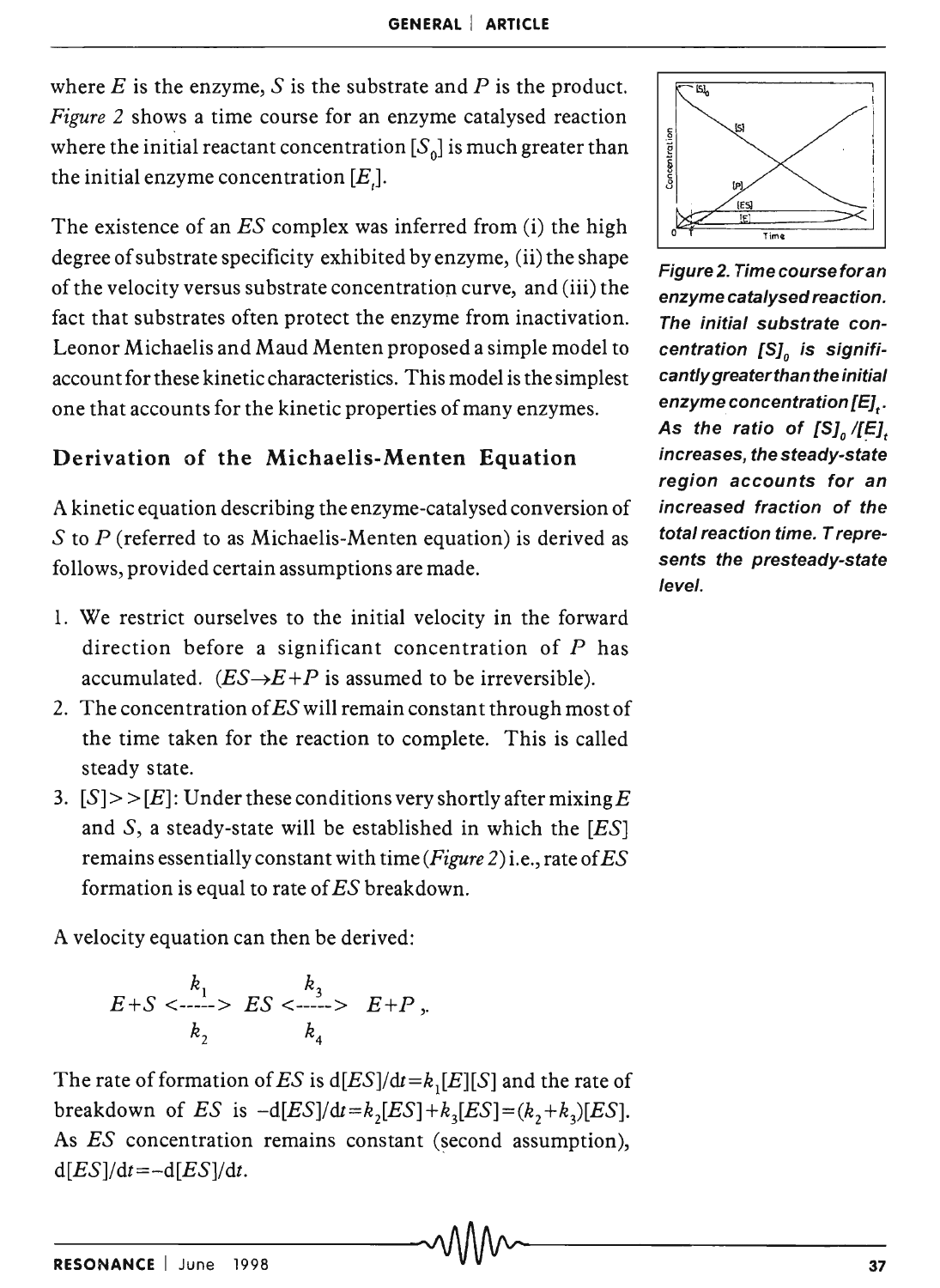where $E$ is the enzyme, $S$ is the substrate and $P$ is the product. *Figure 2* shows a time course for an enzyme catalysed reaction where the initial reactant concentration $[S_0]$ is much greater than the initial enzyme concentration $[E_t]$.

The existence of an $ES$ complex was inferred from (i) the high degree of substrate specificity exhibited by enzyme, (ii) the shape of the velocity versus substrate concentration curve, and (iii) the fact that substrates often protect the enzyme from inactivation. Leonor Michaelis and Maud Menten proposed a simple model to account for these kinetic characteristics. This model is the simplest one that accounts for the kinetic properties of many enzymes.

**Figure 2. Time course for an enzyme catalysed reaction. The initial substrate concentration $[S]_0$ is significantly greater than the initial enzyme concentration $[E]_t$. As the ratio of $[S]_0/[E]_t$ increases, the steady-state region accounts for an increased fraction of the total reaction time. T represents the presteady-state level.**

## Derivation of the Michaelis-Menten Equation

A kinetic equation describing the enzyme-catalysed conversion of $S$ to $P$ (referred to as Michaelis-Menten equation) is derived as follows, provided certain assumptions are made.

1. We restrict ourselves to the initial velocity in the forward direction before a significant concentration of $P$ has accumulated. ($ES \rightarrow E+P$ is assumed to be irreversible).
2. The concentration of $ES$ will remain constant through most of the time taken for the reaction to complete. This is called steady state.
3. $[S] >> [E]$: Under these conditions very shortly after mixing $E$ and $S$, a steady-state will be established in which the $[ES]$ remains essentially constant with time (*Figure 2*) i.e., rate of $ES$ formation is equal to rate of $ES$ breakdown.

A velocity equation can then be derived:

$$E+S \underset{k_2}{\overset{k_1}{\longleftrightarrow}} ES \underset{k_4}{\overset{k_3}{\longleftrightarrow}} E+P.$$

The rate of formation of $ES$ is $\mathrm{d}[ES]/\mathrm{d}t = k_1[E][S]$ and the rate of breakdown of $ES$ is $-\mathrm{d}[ES]/\mathrm{d}t = k_2[ES] + k_3[ES] = (k_2+k_3)[ES]$. As $ES$ concentration remains constant (second assumption), $\mathrm{d}[ES]/\mathrm{d}t = -\mathrm{d}[ES]/\mathrm{d}t$.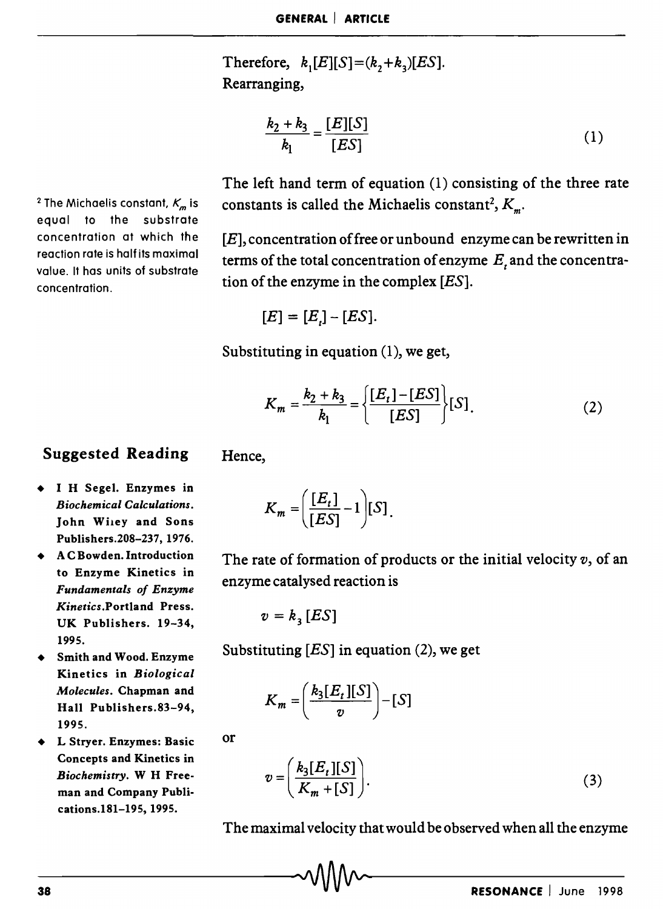Therefore, $k_1[E][S]=(k_2+k_3)[ES]$.
Rearranging,

$$\frac{k_2 + k_3}{k_1} = \frac{[E][S]}{[ES]} \tag{1}$$

The left hand term of equation (1) consisting of the three rate constants is called the Michaelis constant[2], $K_m$.

[2] The Michaelis constant, $K_m$ is equal to the substrate concentration at which the reaction rate is half its maximal value. It has units of substrate concentration.

$[E]$, concentration of free or unbound enzyme can be rewritten in terms of the total concentration of enzyme $E_t$ and the concentration of the enzyme in the complex $[ES]$.

$$[E] = [E_t] - [ES].$$

Substituting in equation (1), we get,

$$K_m = \frac{k_2 + k_3}{k_1} = \left\{\frac{[E_t] - [ES]}{[ES]}\right\}[S]. \tag{2}$$

Hence,

$$K_m = \left(\frac{[E_t]}{[ES]} - 1\right)[S].$$

The rate of formation of products or the initial velocity $v$, of an enzyme catalysed reaction is

$$v = k_3\,[ES]$$

Substituting $[ES]$ in equation (2), we get

$$K_m = \left(\frac{k_3[E_t][S]}{v}\right) - [S]$$

or

$$v = \left(\frac{k_3[E_t][S]}{K_m + [S]}\right). \tag{3}$$

The maximal velocity that would be observed when all the enzyme

## Suggested Reading

- I H Segel. Enzymes in *Biochemical Calculations*. John Wiley and Sons Publishers. 208–237, 1976.
- A C Bowden. Introduction to Enzyme Kinetics in *Fundamentals of Enzyme Kinetics*. Portland Press. UK Publishers. 19–34, 1995.
- Smith and Wood. Enzyme Kinetics in *Biological Molecules*. Chapman and Hall Publishers. 83–94, 1995.
- L Stryer. Enzymes: Basic Concepts and Kinetics in *Biochemistry*. W H Freeman and Company Publications. 181–195, 1995.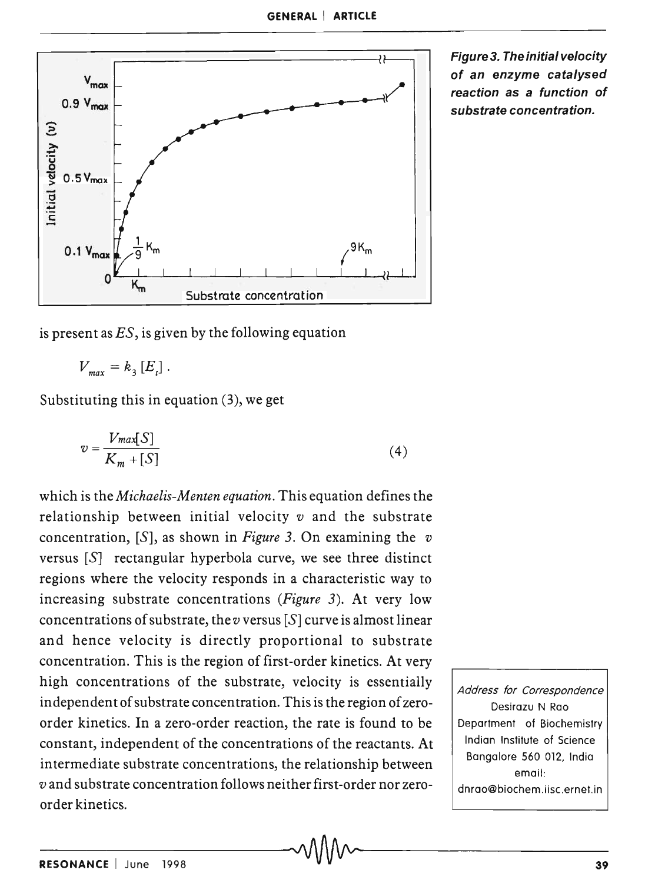Vmax

0.9 Vmax

0.5 Vmax

0.1 Vmax

0

Initial velocity (v)

1/9 Km

9Km

Km

Substrate concentration

*Figure 3. The initial velocity of an enzyme catalysed reaction as a function of substrate concentration.*

is present as $ES$, is given by the following equation

$$V_{max} = k_3 [E_t] .$$

Substituting this in equation (3), we get

$$v = \frac{V_{max}[S]}{K_m + [S]} \tag{4}$$

which is the *Michaelis-Menten equation*. This equation defines the relationship between initial velocity $v$ and the substrate concentration, $[S]$, as shown in *Figure 3*. On examining the $v$ versus $[S]$ rectangular hyperbola curve, we see three distinct regions where the velocity responds in a characteristic way to increasing substrate concentrations (*Figure 3*). At very low concentrations of substrate, the $v$ versus $[S]$ curve is almost linear and hence velocity is directly proportional to substrate concentration. This is the region of first-order kinetics. At very high concentrations of the substrate, velocity is essentially independent of substrate concentration. This is the region of zero-order kinetics. In a zero-order reaction, the rate is found to be constant, independent of the concentrations of the reactants. At intermediate substrate concentrations, the relationship between $v$ and substrate concentration follows neither first-order nor zero-order kinetics.

*Address for Correspondence*
Desirazu N Rao
Department of Biochemistry
Indian Institute of Science
Bangalore 560 012, India
email:
dnrao@biochem.iisc.ernet.in